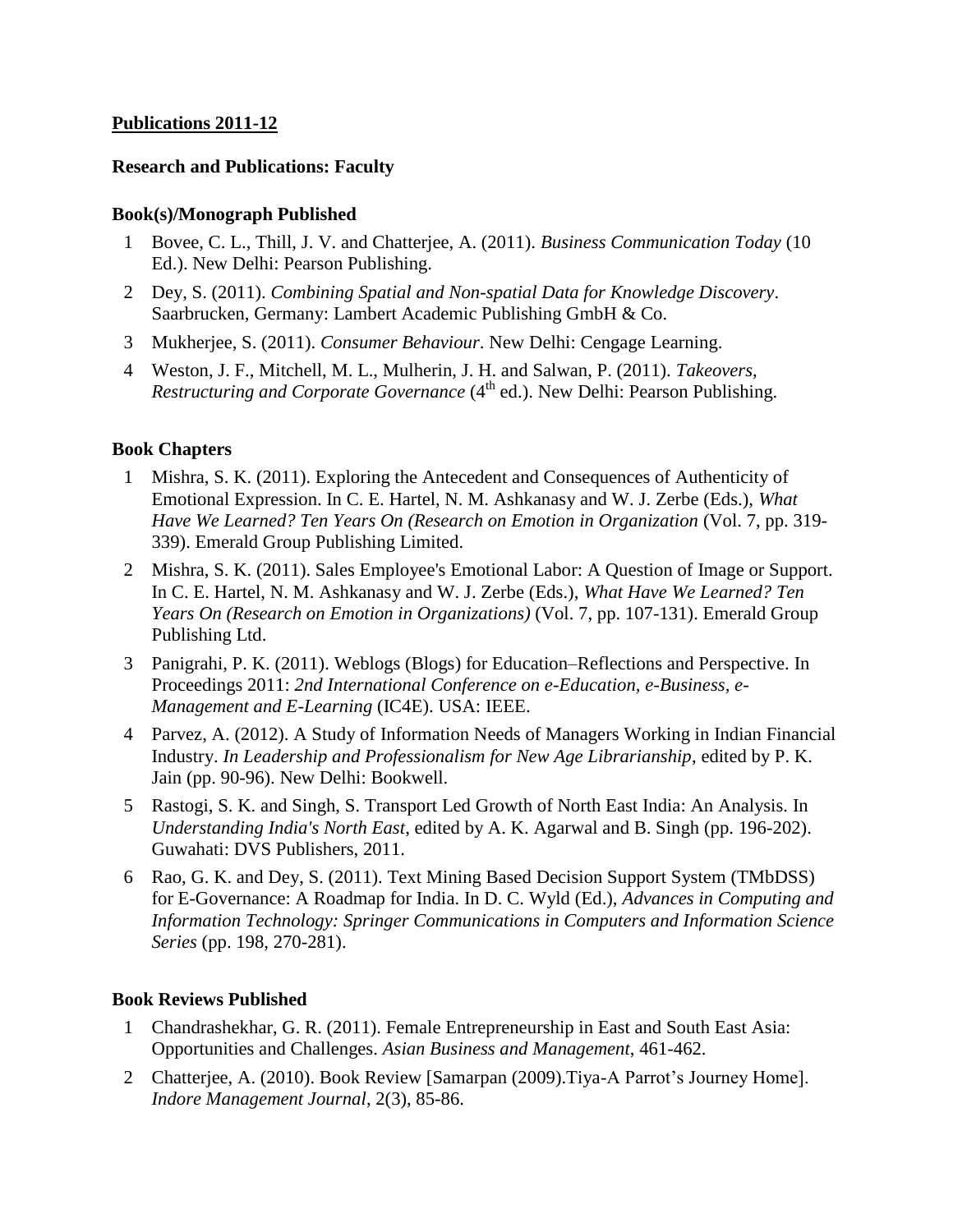**Publications 2011-12**

**Research and Publications: Faculty**

**Book(s)/Monograph Published**

1. Bovee, C. L., Thill, J. V. and Chatterjee, A. (2011). *Business Communication Today* (10 Ed.). New Delhi: Pearson Publishing.
2. Dey, S. (2011). *Combining Spatial and Non-spatial Data for Knowledge Discovery*. Saarbrucken, Germany: Lambert Academic Publishing GmbH & Co.
3. Mukherjee, S. (2011). *Consumer Behaviour*. New Delhi: Cengage Learning.
4. Weston, J. F., Mitchell, M. L., Mulherin, J. H. and Salwan, P. (2011). *Takeovers, Restructuring and Corporate Governance* (4th ed.). New Delhi: Pearson Publishing.

**Book Chapters**

1. Mishra, S. K. (2011). Exploring the Antecedent and Consequences of Authenticity of Emotional Expression. In C. E. Hartel, N. M. Ashkanasy and W. J. Zerbe (Eds.), *What Have We Learned? Ten Years On (Research on Emotion in Organization* (Vol. 7, pp. 319-339). Emerald Group Publishing Limited.
2. Mishra, S. K. (2011). Sales Employee's Emotional Labor: A Question of Image or Support. In C. E. Hartel, N. M. Ashkanasy and W. J. Zerbe (Eds.), *What Have We Learned? Ten Years On (Research on Emotion in Organizations)* (Vol. 7, pp. 107-131). Emerald Group Publishing Ltd.
3. Panigrahi, P. K. (2011). Weblogs (Blogs) for Education–Reflections and Perspective. In Proceedings 2011: *2nd International Conference on e-Education, e-Business, e-Management and E-Learning* (IC4E). USA: IEEE.
4. Parvez, A. (2012). A Study of Information Needs of Managers Working in Indian Financial Industry. *In Leadership and Professionalism for New Age Librarianship*, edited by P. K. Jain (pp. 90-96). New Delhi: Bookwell.
5. Rastogi, S. K. and Singh, S. Transport Led Growth of North East India: An Analysis. In *Understanding India's North East*, edited by A. K. Agarwal and B. Singh (pp. 196-202). Guwahati: DVS Publishers, 2011.
6. Rao, G. K. and Dey, S. (2011). Text Mining Based Decision Support System (TMbDSS) for E-Governance: A Roadmap for India. In D. C. Wyld (Ed.), *Advances in Computing and Information Technology: Springer Communications in Computers and Information Science Series* (pp. 198, 270-281).

**Book Reviews Published**

1. Chandrashekhar, G. R. (2011). Female Entrepreneurship in East and South East Asia: Opportunities and Challenges. *Asian Business and Management*, 461-462.
2. Chatterjee, A. (2010). Book Review [Samarpan (2009).Tiya-A Parrot's Journey Home]. *Indore Management Journal*, 2(3), 85-86.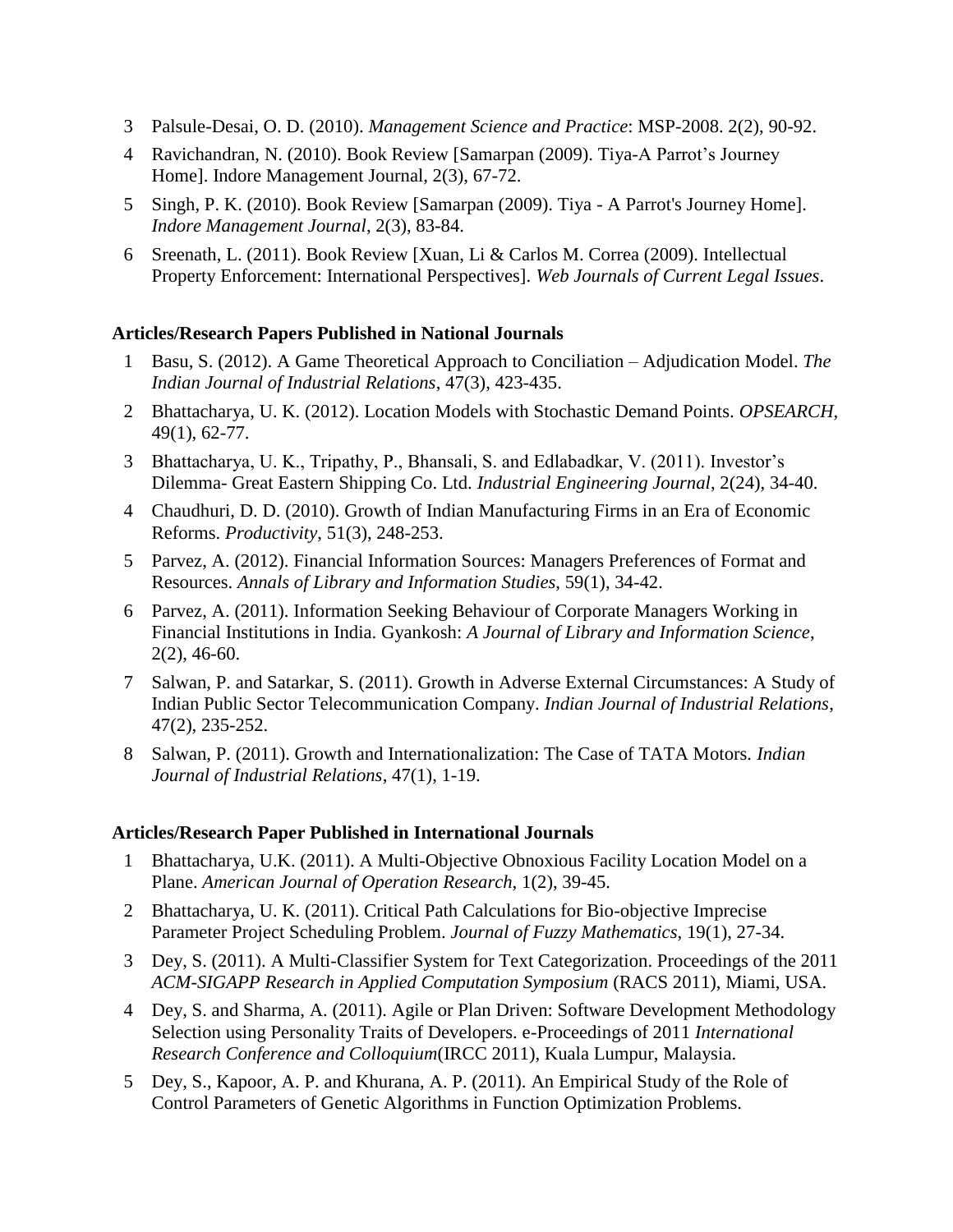3. Palsule-Desai, O. D. (2010). *Management Science and Practice*: MSP-2008. 2(2), 90-92.
4. Ravichandran, N. (2010). Book Review [Samarpan (2009). Tiya-A Parrot's Journey Home]. Indore Management Journal, 2(3), 67-72.
5. Singh, P. K. (2010). Book Review [Samarpan (2009). Tiya - A Parrot's Journey Home]. *Indore Management Journal*, 2(3), 83-84.
6. Sreenath, L. (2011). Book Review [Xuan, Li & Carlos M. Correa (2009). Intellectual Property Enforcement: International Perspectives]. *Web Journals of Current Legal Issues*.

**Articles/Research Papers Published in National Journals**

1. Basu, S. (2012). A Game Theoretical Approach to Conciliation – Adjudication Model. *The Indian Journal of Industrial Relations*, 47(3), 423-435.
2. Bhattacharya, U. K. (2012). Location Models with Stochastic Demand Points. *OPSEARCH*, 49(1), 62-77.
3. Bhattacharya, U. K., Tripathy, P., Bhansali, S. and Edlabadkar, V. (2011). Investor's Dilemma- Great Eastern Shipping Co. Ltd. *Industrial Engineering Journal*, 2(24), 34-40.
4. Chaudhuri, D. D. (2010). Growth of Indian Manufacturing Firms in an Era of Economic Reforms. *Productivity*, 51(3), 248-253.
5. Parvez, A. (2012). Financial Information Sources: Managers Preferences of Format and Resources. *Annals of Library and Information Studies*, 59(1), 34-42.
6. Parvez, A. (2011). Information Seeking Behaviour of Corporate Managers Working in Financial Institutions in India. Gyankosh: *A Journal of Library and Information Science*, 2(2), 46-60.
7. Salwan, P. and Satarkar, S. (2011). Growth in Adverse External Circumstances: A Study of Indian Public Sector Telecommunication Company. *Indian Journal of Industrial Relations*, 47(2), 235-252.
8. Salwan, P. (2011). Growth and Internationalization: The Case of TATA Motors. *Indian Journal of Industrial Relations*, 47(1), 1-19.

**Articles/Research Paper Published in International Journals**

1. Bhattacharya, U.K. (2011). A Multi-Objective Obnoxious Facility Location Model on a Plane. *American Journal of Operation Research*, 1(2), 39-45.
2. Bhattacharya, U. K. (2011). Critical Path Calculations for Bio-objective Imprecise Parameter Project Scheduling Problem. *Journal of Fuzzy Mathematics*, 19(1), 27-34.
3. Dey, S. (2011). A Multi-Classifier System for Text Categorization. Proceedings of the 2011 *ACM-SIGAPP Research in Applied Computation Symposium* (RACS 2011), Miami, USA.
4. Dey, S. and Sharma, A. (2011). Agile or Plan Driven: Software Development Methodology Selection using Personality Traits of Developers. e-Proceedings of 2011 *International Research Conference and Colloquium*(IRCC 2011), Kuala Lumpur, Malaysia.
5. Dey, S., Kapoor, A. P. and Khurana, A. P. (2011). An Empirical Study of the Role of Control Parameters of Genetic Algorithms in Function Optimization Problems.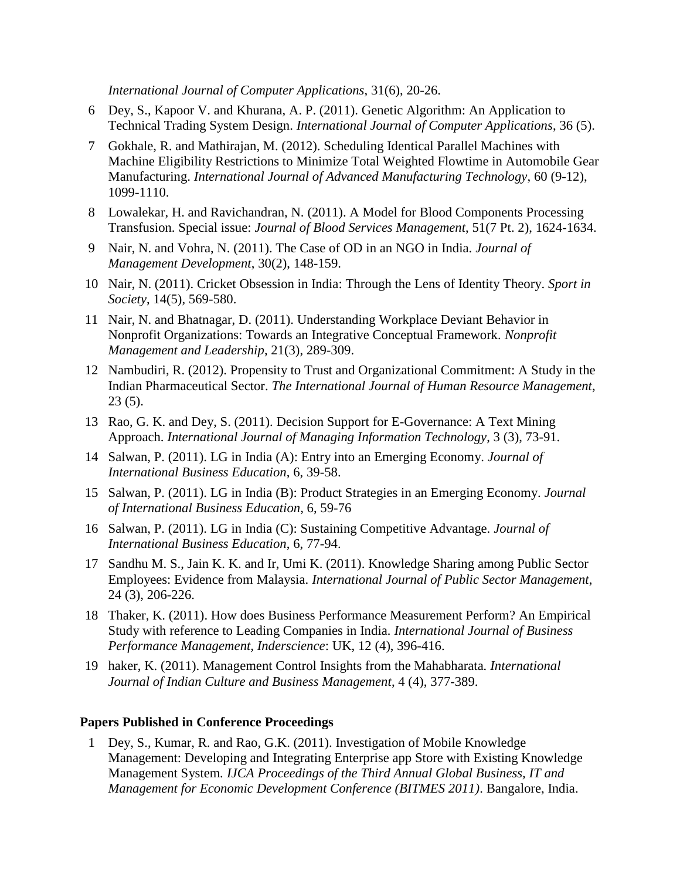*International Journal of Computer Applications*, 31(6), 20-26.

6. Dey, S., Kapoor V. and Khurana, A. P. (2011). Genetic Algorithm: An Application to Technical Trading System Design. *International Journal of Computer Applications*, 36 (5).
7. Gokhale, R. and Mathirajan, M. (2012). Scheduling Identical Parallel Machines with Machine Eligibility Restrictions to Minimize Total Weighted Flowtime in Automobile Gear Manufacturing. *International Journal of Advanced Manufacturing Technology*, 60 (9-12), 1099-1110.
8. Lowalekar, H. and Ravichandran, N. (2011). A Model for Blood Components Processing Transfusion. Special issue: *Journal of Blood Services Management*, 51(7 Pt. 2), 1624-1634.
9. Nair, N. and Vohra, N. (2011). The Case of OD in an NGO in India. *Journal of Management Development*, 30(2), 148-159.
10. Nair, N. (2011). Cricket Obsession in India: Through the Lens of Identity Theory. *Sport in Society*, 14(5), 569-580.
11. Nair, N. and Bhatnagar, D. (2011). Understanding Workplace Deviant Behavior in Nonprofit Organizations: Towards an Integrative Conceptual Framework. *Nonprofit Management and Leadership*, 21(3), 289-309.
12. Nambudiri, R. (2012). Propensity to Trust and Organizational Commitment: A Study in the Indian Pharmaceutical Sector. *The International Journal of Human Resource Management*, 23 (5).
13. Rao, G. K. and Dey, S. (2011). Decision Support for E-Governance: A Text Mining Approach. *International Journal of Managing Information Technology*, 3 (3), 73-91.
14. Salwan, P. (2011). LG in India (A): Entry into an Emerging Economy. *Journal of International Business Education*, 6, 39-58.
15. Salwan, P. (2011). LG in India (B): Product Strategies in an Emerging Economy. *Journal of International Business Education*, 6, 59-76
16. Salwan, P. (2011). LG in India (C): Sustaining Competitive Advantage. *Journal of International Business Education*, 6, 77-94.
17. Sandhu M. S., Jain K. K. and Ir, Umi K. (2011). Knowledge Sharing among Public Sector Employees: Evidence from Malaysia. *International Journal of Public Sector Management*, 24 (3), 206-226.
18. Thaker, K. (2011). How does Business Performance Measurement Perform? An Empirical Study with reference to Leading Companies in India. *International Journal of Business Performance Management, Inderscience*: UK, 12 (4), 396-416.
19. haker, K. (2011). Management Control Insights from the Mahabharata. *International Journal of Indian Culture and Business Management*, 4 (4), 377-389.

### Papers Published in Conference Proceedings

1. Dey, S., Kumar, R. and Rao, G.K. (2011). Investigation of Mobile Knowledge Management: Developing and Integrating Enterprise app Store with Existing Knowledge Management System. *IJCA Proceedings of the Third Annual Global Business, IT and Management for Economic Development Conference (BITMES 2011)*. Bangalore, India.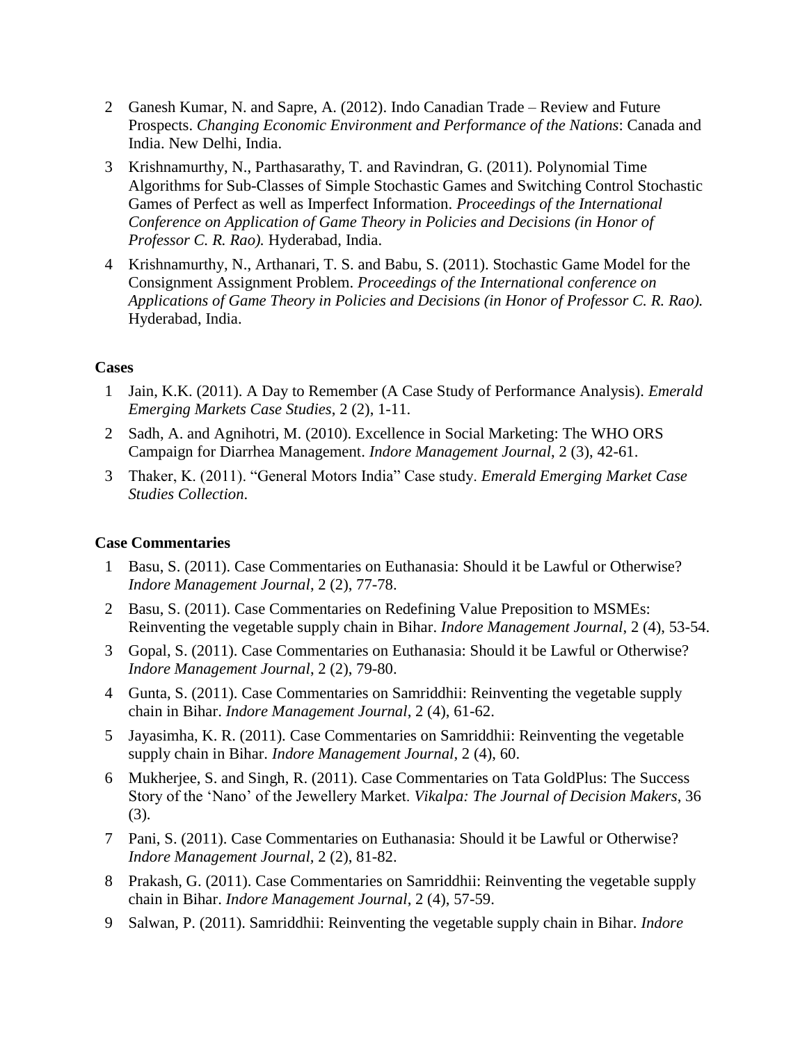2. Ganesh Kumar, N. and Sapre, A. (2012). Indo Canadian Trade – Review and Future Prospects. *Changing Economic Environment and Performance of the Nations*: Canada and India. New Delhi, India.
3. Krishnamurthy, N., Parthasarathy, T. and Ravindran, G. (2011). Polynomial Time Algorithms for Sub-Classes of Simple Stochastic Games and Switching Control Stochastic Games of Perfect as well as Imperfect Information. *Proceedings of the International Conference on Application of Game Theory in Policies and Decisions (in Honor of Professor C. R. Rao).* Hyderabad, India.
4. Krishnamurthy, N., Arthanari, T. S. and Babu, S. (2011). Stochastic Game Model for the Consignment Assignment Problem. *Proceedings of the International conference on Applications of Game Theory in Policies and Decisions (in Honor of Professor C. R. Rao).* Hyderabad, India.

**Cases**

1. Jain, K.K. (2011). A Day to Remember (A Case Study of Performance Analysis). *Emerald Emerging Markets Case Studies*, 2 (2), 1-11.
2. Sadh, A. and Agnihotri, M. (2010). Excellence in Social Marketing: The WHO ORS Campaign for Diarrhea Management. *Indore Management Journal*, 2 (3), 42-61.
3. Thaker, K. (2011). "General Motors India" Case study. *Emerald Emerging Market Case Studies Collection*.

**Case Commentaries**

1. Basu, S. (2011). Case Commentaries on Euthanasia: Should it be Lawful or Otherwise? *Indore Management Journal*, 2 (2), 77-78.
2. Basu, S. (2011). Case Commentaries on Redefining Value Preposition to MSMEs: Reinventing the vegetable supply chain in Bihar. *Indore Management Journal*, 2 (4), 53-54.
3. Gopal, S. (2011). Case Commentaries on Euthanasia: Should it be Lawful or Otherwise? *Indore Management Journal*, 2 (2), 79-80.
4. Gunta, S. (2011). Case Commentaries on Samriddhii: Reinventing the vegetable supply chain in Bihar. *Indore Management Journal*, 2 (4), 61-62.
5. Jayasimha, K. R. (2011). Case Commentaries on Samriddhii: Reinventing the vegetable supply chain in Bihar. *Indore Management Journal*, 2 (4), 60.
6. Mukherjee, S. and Singh, R. (2011). Case Commentaries on Tata GoldPlus: The Success Story of the 'Nano' of the Jewellery Market. *Vikalpa: The Journal of Decision Makers*, 36 (3).
7. Pani, S. (2011). Case Commentaries on Euthanasia: Should it be Lawful or Otherwise? *Indore Management Journal*, 2 (2), 81-82.
8. Prakash, G. (2011). Case Commentaries on Samriddhii: Reinventing the vegetable supply chain in Bihar. *Indore Management Journal*, 2 (4), 57-59.
9. Salwan, P. (2011). Samriddhii: Reinventing the vegetable supply chain in Bihar. *Indore*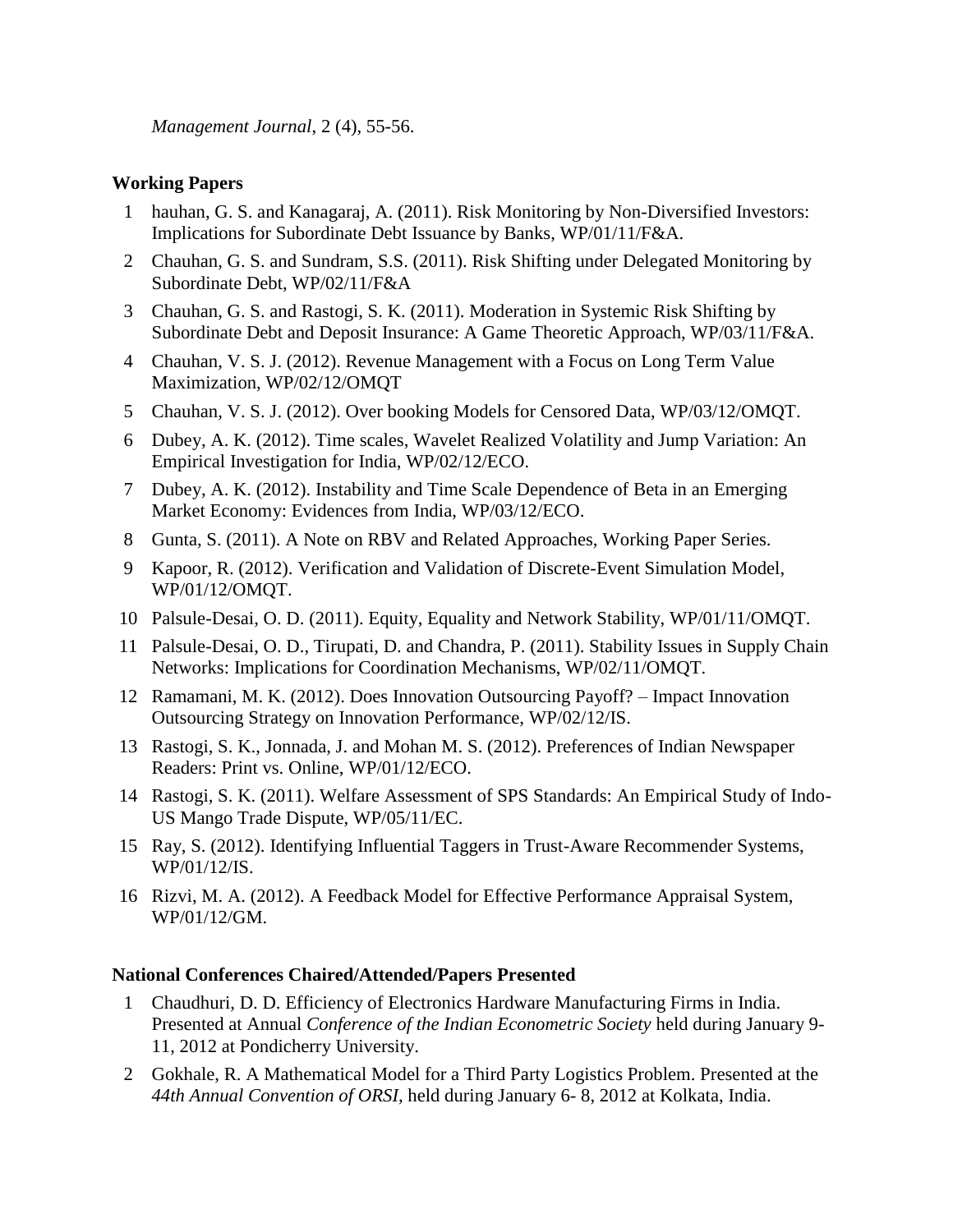*Management Journal*, 2 (4), 55-56.

**Working Papers**

1. hauhan, G. S. and Kanagaraj, A. (2011). Risk Monitoring by Non-Diversified Investors: Implications for Subordinate Debt Issuance by Banks, WP/01/11/F&A.
2. Chauhan, G. S. and Sundram, S.S. (2011). Risk Shifting under Delegated Monitoring by Subordinate Debt, WP/02/11/F&A
3. Chauhan, G. S. and Rastogi, S. K. (2011). Moderation in Systemic Risk Shifting by Subordinate Debt and Deposit Insurance: A Game Theoretic Approach, WP/03/11/F&A.
4. Chauhan, V. S. J. (2012). Revenue Management with a Focus on Long Term Value Maximization, WP/02/12/OMQT
5. Chauhan, V. S. J. (2012). Over booking Models for Censored Data, WP/03/12/OMQT.
6. Dubey, A. K. (2012). Time scales, Wavelet Realized Volatility and Jump Variation: An Empirical Investigation for India, WP/02/12/ECO.
7. Dubey, A. K. (2012). Instability and Time Scale Dependence of Beta in an Emerging Market Economy: Evidences from India, WP/03/12/ECO.
8. Gunta, S. (2011). A Note on RBV and Related Approaches, Working Paper Series.
9. Kapoor, R. (2012). Verification and Validation of Discrete-Event Simulation Model, WP/01/12/OMQT.
10. Palsule-Desai, O. D. (2011). Equity, Equality and Network Stability, WP/01/11/OMQT.
11. Palsule-Desai, O. D., Tirupati, D. and Chandra, P. (2011). Stability Issues in Supply Chain Networks: Implications for Coordination Mechanisms, WP/02/11/OMQT.
12. Ramamani, M. K. (2012). Does Innovation Outsourcing Payoff? – Impact Innovation Outsourcing Strategy on Innovation Performance, WP/02/12/IS.
13. Rastogi, S. K., Jonnada, J. and Mohan M. S. (2012). Preferences of Indian Newspaper Readers: Print vs. Online, WP/01/12/ECO.
14. Rastogi, S. K. (2011). Welfare Assessment of SPS Standards: An Empirical Study of Indo-US Mango Trade Dispute, WP/05/11/EC.
15. Ray, S. (2012). Identifying Influential Taggers in Trust-Aware Recommender Systems, WP/01/12/IS.
16. Rizvi, M. A. (2012). A Feedback Model for Effective Performance Appraisal System, WP/01/12/GM.

**National Conferences Chaired/Attended/Papers Presented**

1. Chaudhuri, D. D. Efficiency of Electronics Hardware Manufacturing Firms in India. Presented at Annual *Conference of the Indian Econometric Society* held during January 9-11, 2012 at Pondicherry University.
2. Gokhale, R. A Mathematical Model for a Third Party Logistics Problem. Presented at the *44th Annual Convention of ORSI*, held during January 6- 8, 2012 at Kolkata, India.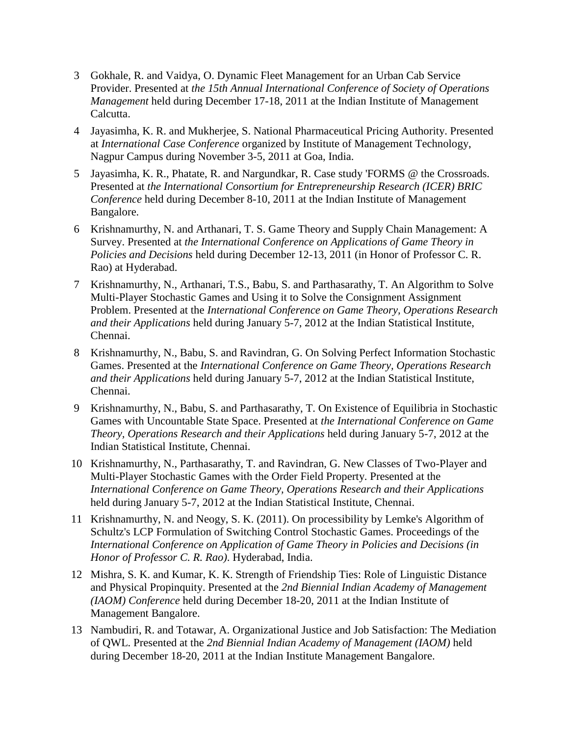3. Gokhale, R. and Vaidya, O. Dynamic Fleet Management for an Urban Cab Service Provider. Presented at *the 15th Annual International Conference of Society of Operations Management* held during December 17-18, 2011 at the Indian Institute of Management Calcutta.

4. Jayasimha, K. R. and Mukherjee, S. National Pharmaceutical Pricing Authority. Presented at *International Case Conference* organized by Institute of Management Technology, Nagpur Campus during November 3-5, 2011 at Goa, India.

5. Jayasimha, K. R., Phatate, R. and Nargundkar, R. Case study 'FORMS @ the Crossroads. Presented at *the International Consortium for Entrepreneurship Research (ICER) BRIC Conference* held during December 8-10, 2011 at the Indian Institute of Management Bangalore.

6. Krishnamurthy, N. and Arthanari, T. S. Game Theory and Supply Chain Management: A Survey. Presented at *the International Conference on Applications of Game Theory in Policies and Decisions* held during December 12-13, 2011 (in Honor of Professor C. R. Rao) at Hyderabad.

7. Krishnamurthy, N., Arthanari, T.S., Babu, S. and Parthasarathy, T. An Algorithm to Solve Multi-Player Stochastic Games and Using it to Solve the Consignment Assignment Problem. Presented at the *International Conference on Game Theory, Operations Research and their Applications* held during January 5-7, 2012 at the Indian Statistical Institute, Chennai.

8. Krishnamurthy, N., Babu, S. and Ravindran, G. On Solving Perfect Information Stochastic Games. Presented at the *International Conference on Game Theory, Operations Research and their Applications* held during January 5-7, 2012 at the Indian Statistical Institute, Chennai.

9. Krishnamurthy, N., Babu, S. and Parthasarathy, T. On Existence of Equilibria in Stochastic Games with Uncountable State Space. Presented at *the International Conference on Game Theory, Operations Research and their Applications* held during January 5-7, 2012 at the Indian Statistical Institute, Chennai.

10. Krishnamurthy, N., Parthasarathy, T. and Ravindran, G. New Classes of Two-Player and Multi-Player Stochastic Games with the Order Field Property. Presented at the *International Conference on Game Theory, Operations Research and their Applications* held during January 5-7, 2012 at the Indian Statistical Institute, Chennai.

11. Krishnamurthy, N. and Neogy, S. K. (2011). On processibility by Lemke's Algorithm of Schultz's LCP Formulation of Switching Control Stochastic Games. Proceedings of the *International Conference on Application of Game Theory in Policies and Decisions (in Honor of Professor C. R. Rao)*. Hyderabad, India.

12. Mishra, S. K. and Kumar, K. K. Strength of Friendship Ties: Role of Linguistic Distance and Physical Propinquity. Presented at the *2nd Biennial Indian Academy of Management (IAOM) Conference* held during December 18-20, 2011 at the Indian Institute of Management Bangalore.

13. Nambudiri, R. and Totawar, A. Organizational Justice and Job Satisfaction: The Mediation of QWL. Presented at the *2nd Biennial Indian Academy of Management (IAOM)* held during December 18-20, 2011 at the Indian Institute Management Bangalore.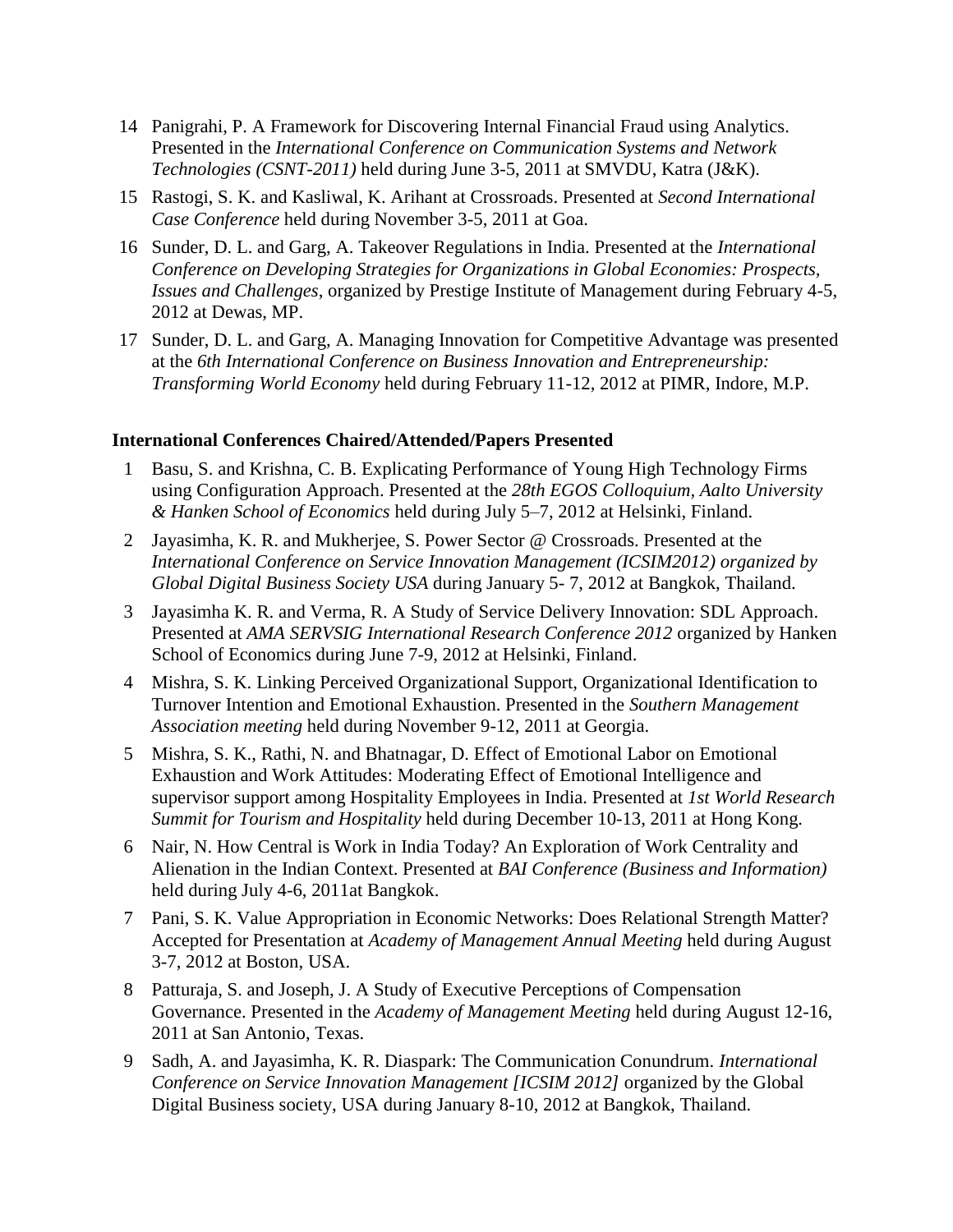14. Panigrahi, P. A Framework for Discovering Internal Financial Fraud using Analytics. Presented in the *International Conference on Communication Systems and Network Technologies (CSNT-2011)* held during June 3-5, 2011 at SMVDU, Katra (J&K).
15. Rastogi, S. K. and Kasliwal, K. Arihant at Crossroads. Presented at *Second International Case Conference* held during November 3-5, 2011 at Goa.
16. Sunder, D. L. and Garg, A. Takeover Regulations in India. Presented at the *International Conference on Developing Strategies for Organizations in Global Economies: Prospects, Issues and Challenges*, organized by Prestige Institute of Management during February 4-5, 2012 at Dewas, MP.
17. Sunder, D. L. and Garg, A. Managing Innovation for Competitive Advantage was presented at the *6th International Conference on Business Innovation and Entrepreneurship: Transforming World Economy* held during February 11-12, 2012 at PIMR, Indore, M.P.

**International Conferences Chaired/Attended/Papers Presented**

1. Basu, S. and Krishna, C. B. Explicating Performance of Young High Technology Firms using Configuration Approach. Presented at the *28th EGOS Colloquium, Aalto University & Hanken School of Economics* held during July 5–7, 2012 at Helsinki, Finland.
2. Jayasimha, K. R. and Mukherjee, S. Power Sector @ Crossroads. Presented at the *International Conference on Service Innovation Management (ICSIM2012) organized by Global Digital Business Society USA* during January 5- 7, 2012 at Bangkok, Thailand.
3. Jayasimha K. R. and Verma, R. A Study of Service Delivery Innovation: SDL Approach. Presented at *AMA SERVSIG International Research Conference 2012* organized by Hanken School of Economics during June 7-9, 2012 at Helsinki, Finland.
4. Mishra, S. K. Linking Perceived Organizational Support, Organizational Identification to Turnover Intention and Emotional Exhaustion. Presented in the *Southern Management Association meeting* held during November 9-12, 2011 at Georgia.
5. Mishra, S. K., Rathi, N. and Bhatnagar, D. Effect of Emotional Labor on Emotional Exhaustion and Work Attitudes: Moderating Effect of Emotional Intelligence and supervisor support among Hospitality Employees in India. Presented at *1st World Research Summit for Tourism and Hospitality* held during December 10-13, 2011 at Hong Kong.
6. Nair, N. How Central is Work in India Today? An Exploration of Work Centrality and Alienation in the Indian Context. Presented at *BAI Conference (Business and Information)* held during July 4-6, 2011at Bangkok.
7. Pani, S. K. Value Appropriation in Economic Networks: Does Relational Strength Matter? Accepted for Presentation at *Academy of Management Annual Meeting* held during August 3-7, 2012 at Boston, USA.
8. Patturaja, S. and Joseph, J. A Study of Executive Perceptions of Compensation Governance. Presented in the *Academy of Management Meeting* held during August 12-16, 2011 at San Antonio, Texas.
9. Sadh, A. and Jayasimha, K. R. Diaspark: The Communication Conundrum. *International Conference on Service Innovation Management [ICSIM 2012]* organized by the Global Digital Business society, USA during January 8-10, 2012 at Bangkok, Thailand.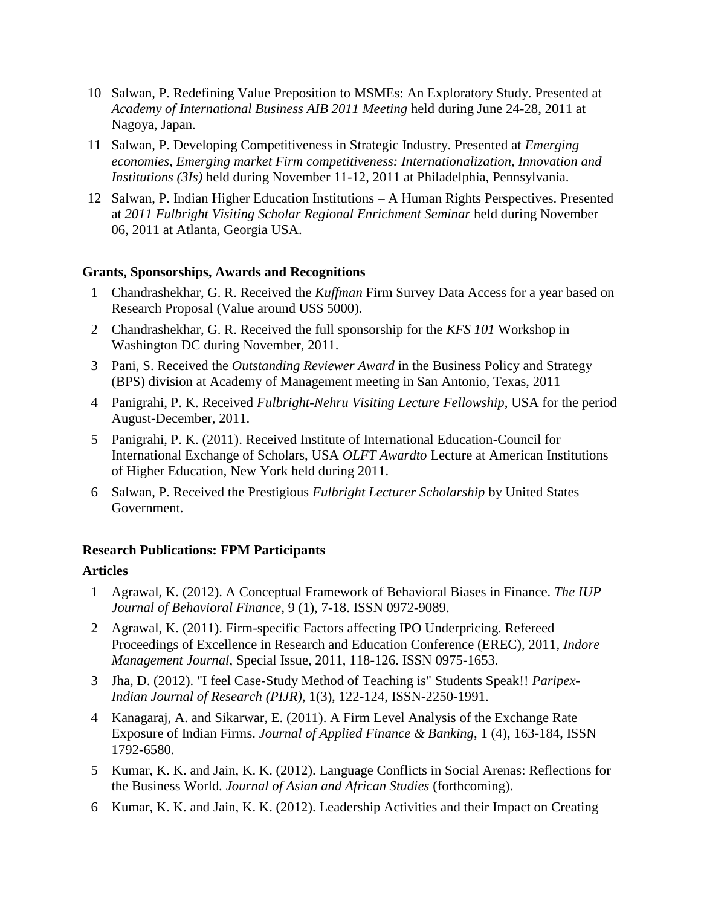10. Salwan, P. Redefining Value Preposition to MSMEs: An Exploratory Study. Presented at *Academy of International Business AIB 2011 Meeting* held during June 24-28, 2011 at Nagoya, Japan.
11. Salwan, P. Developing Competitiveness in Strategic Industry. Presented at *Emerging economies, Emerging market Firm competitiveness: Internationalization, Innovation and Institutions (3Is)* held during November 11-12, 2011 at Philadelphia, Pennsylvania.
12. Salwan, P. Indian Higher Education Institutions – A Human Rights Perspectives. Presented at *2011 Fulbright Visiting Scholar Regional Enrichment Seminar* held during November 06, 2011 at Atlanta, Georgia USA.

**Grants, Sponsorships, Awards and Recognitions**

1. Chandrashekhar, G. R. Received the *Kuffman* Firm Survey Data Access for a year based on Research Proposal (Value around US$ 5000).
2. Chandrashekhar, G. R. Received the full sponsorship for the *KFS 101* Workshop in Washington DC during November, 2011.
3. Pani, S. Received the *Outstanding Reviewer Award* in the Business Policy and Strategy (BPS) division at Academy of Management meeting in San Antonio, Texas, 2011
4. Panigrahi, P. K. Received *Fulbright-Nehru Visiting Lecture Fellowship*, USA for the period August-December, 2011.
5. Panigrahi, P. K. (2011). Received Institute of International Education-Council for International Exchange of Scholars, USA *OLFT Awardto* Lecture at American Institutions of Higher Education, New York held during 2011.
6. Salwan, P. Received the Prestigious *Fulbright Lecturer Scholarship* by United States Government.

**Research Publications: FPM Participants**

**Articles**

1. Agrawal, K. (2012). A Conceptual Framework of Behavioral Biases in Finance. *The IUP Journal of Behavioral Finance*, 9 (1), 7-18. ISSN 0972-9089.
2. Agrawal, K. (2011). Firm-specific Factors affecting IPO Underpricing. Refereed Proceedings of Excellence in Research and Education Conference (EREC), 2011, *Indore Management Journal*, Special Issue, 2011, 118-126. ISSN 0975-1653.
3. Jha, D. (2012). "I feel Case-Study Method of Teaching is" Students Speak!! *Paripex-Indian Journal of Research (PIJR)*, 1(3), 122-124, ISSN-2250-1991.
4. Kanagaraj, A. and Sikarwar, E. (2011). A Firm Level Analysis of the Exchange Rate Exposure of Indian Firms. *Journal of Applied Finance & Banking*, 1 (4), 163-184, ISSN 1792-6580.
5. Kumar, K. K. and Jain, K. K. (2012). Language Conflicts in Social Arenas: Reflections for the Business World. *Journal of Asian and African Studies* (forthcoming).
6. Kumar, K. K. and Jain, K. K. (2012). Leadership Activities and their Impact on Creating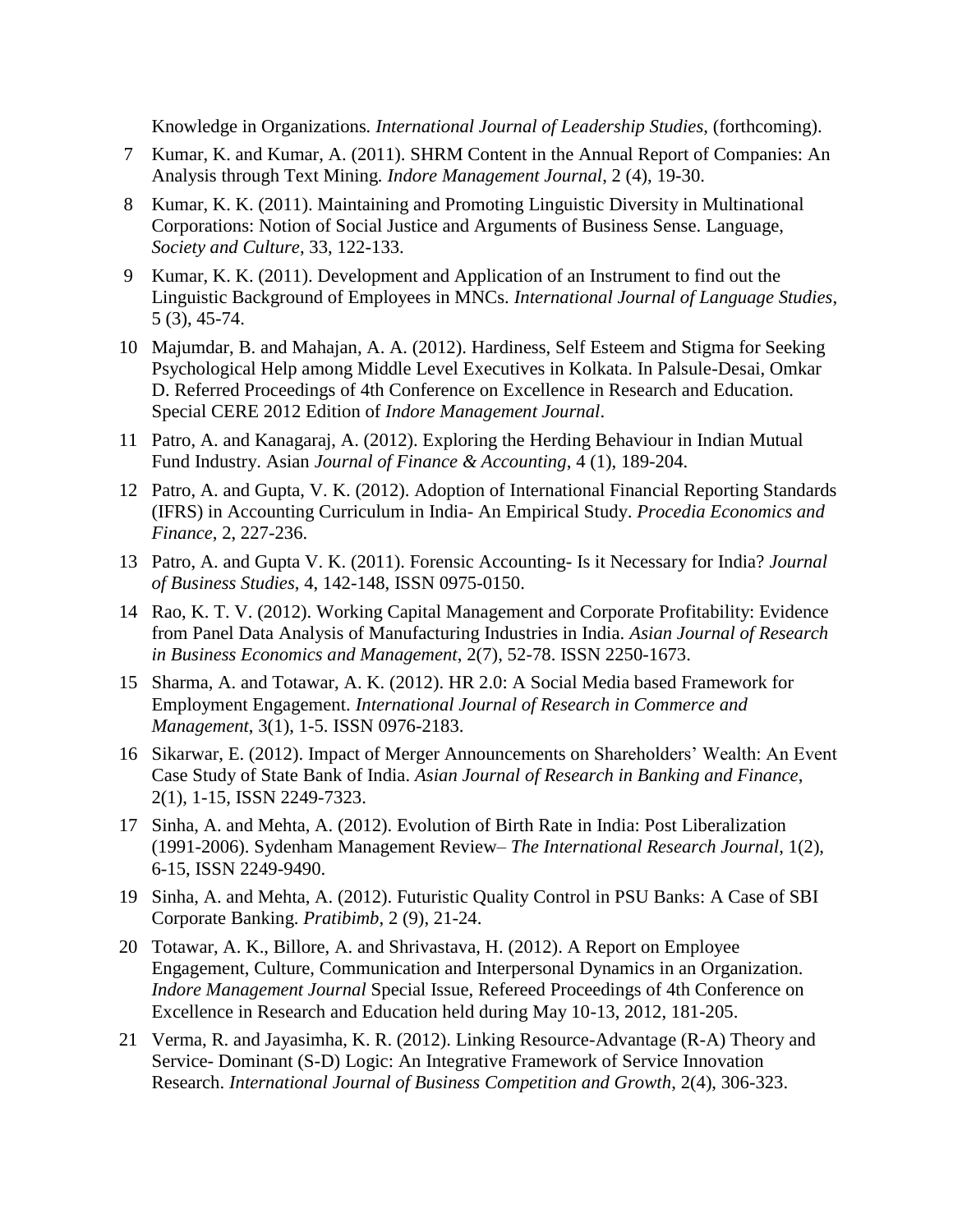Knowledge in Organizations. *International Journal of Leadership Studies*, (forthcoming).

7 Kumar, K. and Kumar, A. (2011). SHRM Content in the Annual Report of Companies: An Analysis through Text Mining. *Indore Management Journal*, 2 (4), 19-30.

8 Kumar, K. K. (2011). Maintaining and Promoting Linguistic Diversity in Multinational Corporations: Notion of Social Justice and Arguments of Business Sense. Language, *Society and Culture*, 33, 122-133.

9 Kumar, K. K. (2011). Development and Application of an Instrument to find out the Linguistic Background of Employees in MNCs. *International Journal of Language Studies*, 5 (3), 45-74.

10 Majumdar, B. and Mahajan, A. A. (2012). Hardiness, Self Esteem and Stigma for Seeking Psychological Help among Middle Level Executives in Kolkata. In Palsule-Desai, Omkar D. Referred Proceedings of 4th Conference on Excellence in Research and Education. Special CERE 2012 Edition of *Indore Management Journal*.

11 Patro, A. and Kanagaraj, A. (2012). Exploring the Herding Behaviour in Indian Mutual Fund Industry. Asian *Journal of Finance & Accounting*, 4 (1), 189-204.

12 Patro, A. and Gupta, V. K. (2012). Adoption of International Financial Reporting Standards (IFRS) in Accounting Curriculum in India- An Empirical Study. *Procedia Economics and Finance*, 2, 227-236.

13 Patro, A. and Gupta V. K. (2011). Forensic Accounting- Is it Necessary for India? *Journal of Business Studies*, 4, 142-148, ISSN 0975-0150.

14 Rao, K. T. V. (2012). Working Capital Management and Corporate Profitability: Evidence from Panel Data Analysis of Manufacturing Industries in India. *Asian Journal of Research in Business Economics and Management*, 2(7), 52-78. ISSN 2250-1673.

15 Sharma, A. and Totawar, A. K. (2012). HR 2.0: A Social Media based Framework for Employment Engagement. *International Journal of Research in Commerce and Management*, 3(1), 1-5. ISSN 0976-2183.

16 Sikarwar, E. (2012). Impact of Merger Announcements on Shareholders' Wealth: An Event Case Study of State Bank of India. *Asian Journal of Research in Banking and Finance*, 2(1), 1-15, ISSN 2249-7323.

17 Sinha, A. and Mehta, A. (2012). Evolution of Birth Rate in India: Post Liberalization (1991-2006). Sydenham Management Review– *The International Research Journal*, 1(2), 6-15, ISSN 2249-9490.

19 Sinha, A. and Mehta, A. (2012). Futuristic Quality Control in PSU Banks: A Case of SBI Corporate Banking. *Pratibimb*, 2 (9), 21-24.

20 Totawar, A. K., Billore, A. and Shrivastava, H. (2012). A Report on Employee Engagement, Culture, Communication and Interpersonal Dynamics in an Organization. *Indore Management Journal* Special Issue, Refereed Proceedings of 4th Conference on Excellence in Research and Education held during May 10-13, 2012, 181-205.

21 Verma, R. and Jayasimha, K. R. (2012). Linking Resource-Advantage (R-A) Theory and Service- Dominant (S-D) Logic: An Integrative Framework of Service Innovation Research. *International Journal of Business Competition and Growth*, 2(4), 306-323.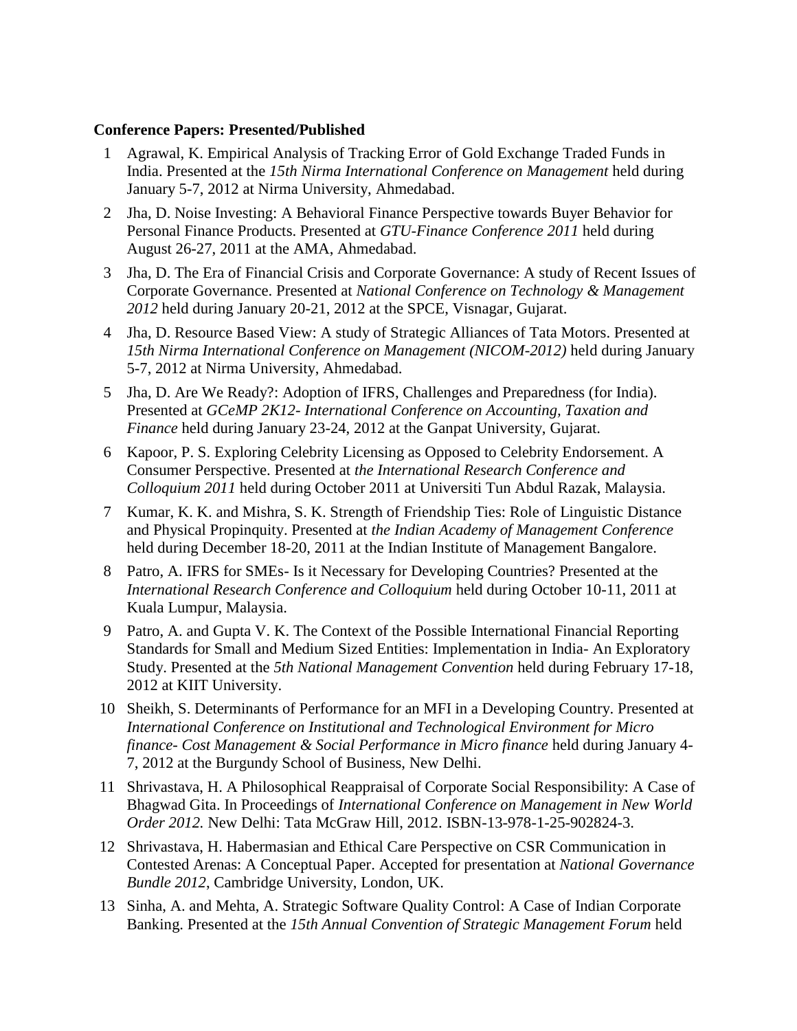**Conference Papers: Presented/Published**

1. Agrawal, K. Empirical Analysis of Tracking Error of Gold Exchange Traded Funds in India. Presented at the *15th Nirma International Conference on Management* held during January 5-7, 2012 at Nirma University, Ahmedabad.
2. Jha, D. Noise Investing: A Behavioral Finance Perspective towards Buyer Behavior for Personal Finance Products. Presented at *GTU-Finance Conference 2011* held during August 26-27, 2011 at the AMA, Ahmedabad.
3. Jha, D. The Era of Financial Crisis and Corporate Governance: A study of Recent Issues of Corporate Governance. Presented at *National Conference on Technology & Management 2012* held during January 20-21, 2012 at the SPCE, Visnagar, Gujarat.
4. Jha, D. Resource Based View: A study of Strategic Alliances of Tata Motors. Presented at *15th Nirma International Conference on Management (NICOM-2012)* held during January 5-7, 2012 at Nirma University, Ahmedabad.
5. Jha, D. Are We Ready?: Adoption of IFRS, Challenges and Preparedness (for India). Presented at *GCeMP 2K12- International Conference on Accounting, Taxation and Finance* held during January 23-24, 2012 at the Ganpat University, Gujarat.
6. Kapoor, P. S. Exploring Celebrity Licensing as Opposed to Celebrity Endorsement. A Consumer Perspective. Presented at *the International Research Conference and Colloquium 2011* held during October 2011 at Universiti Tun Abdul Razak, Malaysia.
7. Kumar, K. K. and Mishra, S. K. Strength of Friendship Ties: Role of Linguistic Distance and Physical Propinquity. Presented at *the Indian Academy of Management Conference* held during December 18-20, 2011 at the Indian Institute of Management Bangalore.
8. Patro, A. IFRS for SMEs- Is it Necessary for Developing Countries? Presented at the *International Research Conference and Colloquium* held during October 10-11, 2011 at Kuala Lumpur, Malaysia.
9. Patro, A. and Gupta V. K. The Context of the Possible International Financial Reporting Standards for Small and Medium Sized Entities: Implementation in India- An Exploratory Study. Presented at the *5th National Management Convention* held during February 17-18, 2012 at KIIT University.
10. Sheikh, S. Determinants of Performance for an MFI in a Developing Country. Presented at *International Conference on Institutional and Technological Environment for Micro finance- Cost Management & Social Performance in Micro finance* held during January 4-7, 2012 at the Burgundy School of Business, New Delhi.
11. Shrivastava, H. A Philosophical Reappraisal of Corporate Social Responsibility: A Case of Bhagwad Gita. In Proceedings of *International Conference on Management in New World Order 2012.* New Delhi: Tata McGraw Hill, 2012. ISBN-13-978-1-25-902824-3.
12. Shrivastava, H. Habermasian and Ethical Care Perspective on CSR Communication in Contested Arenas: A Conceptual Paper. Accepted for presentation at *National Governance Bundle 2012*, Cambridge University, London, UK.
13. Sinha, A. and Mehta, A. Strategic Software Quality Control: A Case of Indian Corporate Banking. Presented at the *15th Annual Convention of Strategic Management Forum* held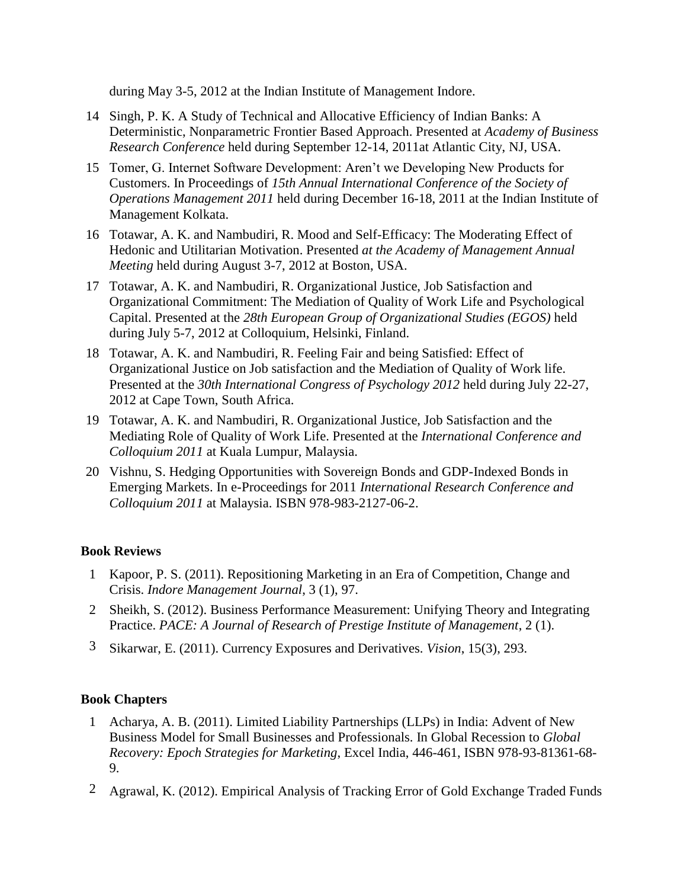during May 3-5, 2012 at the Indian Institute of Management Indore.

14 Singh, P. K. A Study of Technical and Allocative Efficiency of Indian Banks: A Deterministic, Nonparametric Frontier Based Approach. Presented at *Academy of Business Research Conference* held during September 12-14, 2011at Atlantic City, NJ, USA.

15 Tomer, G. Internet Software Development: Aren't we Developing New Products for Customers. In Proceedings of *15th Annual International Conference of the Society of Operations Management 2011* held during December 16-18, 2011 at the Indian Institute of Management Kolkata.

16 Totawar, A. K. and Nambudiri, R. Mood and Self-Efficacy: The Moderating Effect of Hedonic and Utilitarian Motivation. Presented *at the Academy of Management Annual Meeting* held during August 3-7, 2012 at Boston, USA.

17 Totawar, A. K. and Nambudiri, R. Organizational Justice, Job Satisfaction and Organizational Commitment: The Mediation of Quality of Work Life and Psychological Capital. Presented at the *28th European Group of Organizational Studies (EGOS)* held during July 5-7, 2012 at Colloquium, Helsinki, Finland.

18 Totawar, A. K. and Nambudiri, R. Feeling Fair and being Satisfied: Effect of Organizational Justice on Job satisfaction and the Mediation of Quality of Work life. Presented at the *30th International Congress of Psychology 2012* held during July 22-27, 2012 at Cape Town, South Africa.

19 Totawar, A. K. and Nambudiri, R. Organizational Justice, Job Satisfaction and the Mediating Role of Quality of Work Life. Presented at the *International Conference and Colloquium 2011* at Kuala Lumpur, Malaysia.

20 Vishnu, S. Hedging Opportunities with Sovereign Bonds and GDP-Indexed Bonds in Emerging Markets. In e-Proceedings for 2011 *International Research Conference and Colloquium 2011* at Malaysia. ISBN 978-983-2127-06-2.

**Book Reviews**

1 Kapoor, P. S. (2011). Repositioning Marketing in an Era of Competition, Change and Crisis. *Indore Management Journal*, 3 (1), 97.

2 Sheikh, S. (2012). Business Performance Measurement: Unifying Theory and Integrating Practice. *PACE: A Journal of Research of Prestige Institute of Management*, 2 (1).

3 Sikarwar, E. (2011). Currency Exposures and Derivatives. *Vision*, 15(3), 293.

**Book Chapters**

1 Acharya, A. B. (2011). Limited Liability Partnerships (LLPs) in India: Advent of New Business Model for Small Businesses and Professionals. In Global Recession to *Global Recovery: Epoch Strategies for Marketing*, Excel India, 446-461, ISBN 978-93-81361-68-9.

2 Agrawal, K. (2012). Empirical Analysis of Tracking Error of Gold Exchange Traded Funds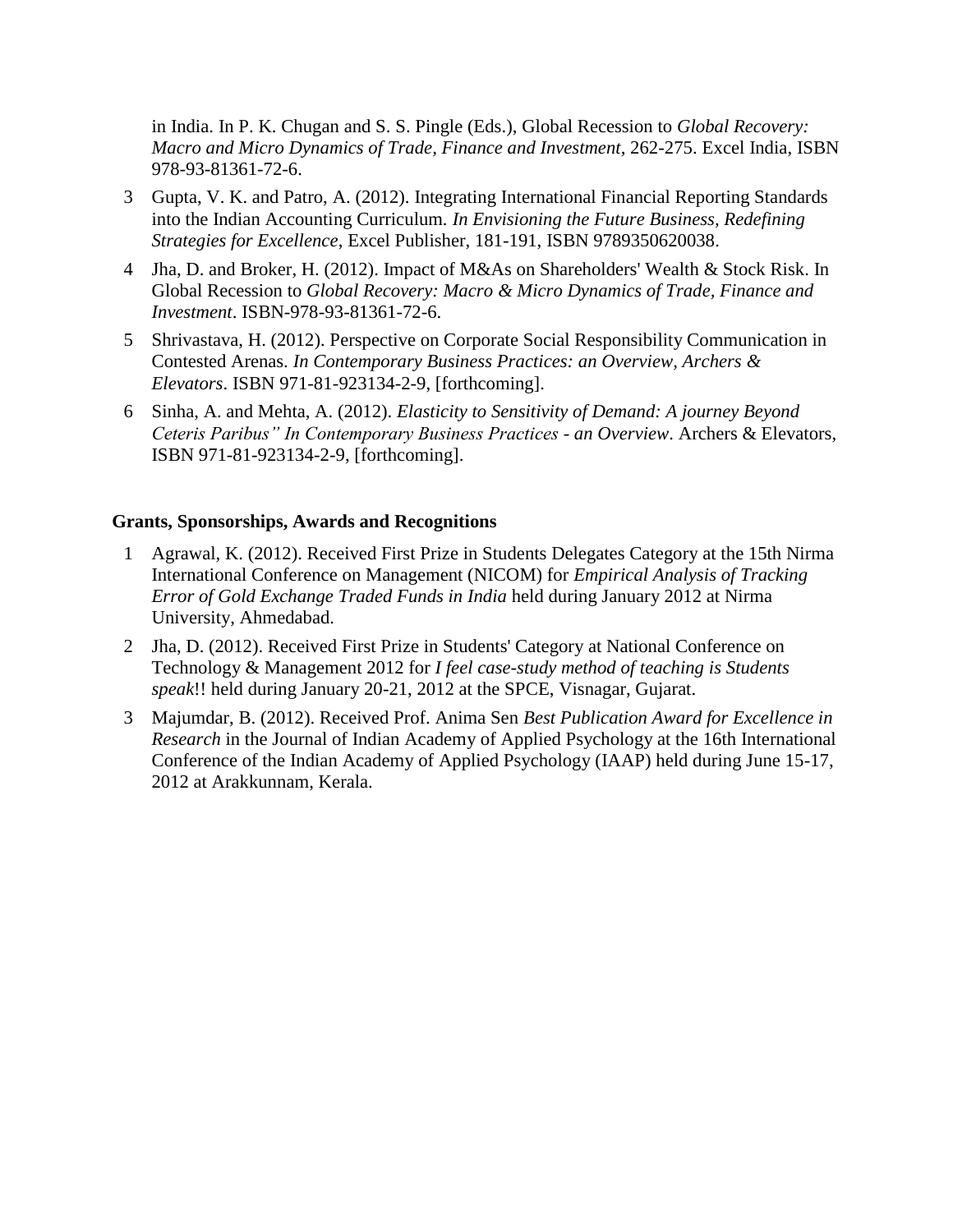in India. In P. K. Chugan and S. S. Pingle (Eds.), Global Recession to *Global Recovery: Macro and Micro Dynamics of Trade, Finance and Investment*, 262-275. Excel India, ISBN 978-93-81361-72-6.

3. Gupta, V. K. and Patro, A. (2012). Integrating International Financial Reporting Standards into the Indian Accounting Curriculum. *In Envisioning the Future Business, Redefining Strategies for Excellence*, Excel Publisher, 181-191, ISBN 9789350620038.
4. Jha, D. and Broker, H. (2012). Impact of M&As on Shareholders' Wealth & Stock Risk. In Global Recession to *Global Recovery: Macro & Micro Dynamics of Trade, Finance and Investment*. ISBN-978-93-81361-72-6.
5. Shrivastava, H. (2012). Perspective on Corporate Social Responsibility Communication in Contested Arenas. *In Contemporary Business Practices: an Overview, Archers & Elevators*. ISBN 971-81-923134-2-9, [forthcoming].
6. Sinha, A. and Mehta, A. (2012). *Elasticity to Sensitivity of Demand: A journey Beyond Ceteris Paribus" In Contemporary Business Practices - an Overview*. Archers & Elevators, ISBN 971-81-923134-2-9, [forthcoming].

**Grants, Sponsorships, Awards and Recognitions**

1. Agrawal, K. (2012). Received First Prize in Students Delegates Category at the 15th Nirma International Conference on Management (NICOM) for *Empirical Analysis of Tracking Error of Gold Exchange Traded Funds in India* held during January 2012 at Nirma University, Ahmedabad.
2. Jha, D. (2012). Received First Prize in Students' Category at National Conference on Technology & Management 2012 for *I feel case-study method of teaching is Students speak*!! held during January 20-21, 2012 at the SPCE, Visnagar, Gujarat.
3. Majumdar, B. (2012). Received Prof. Anima Sen *Best Publication Award for Excellence in Research* in the Journal of Indian Academy of Applied Psychology at the 16th International Conference of the Indian Academy of Applied Psychology (IAAP) held during June 15-17, 2012 at Arakkunnam, Kerala.